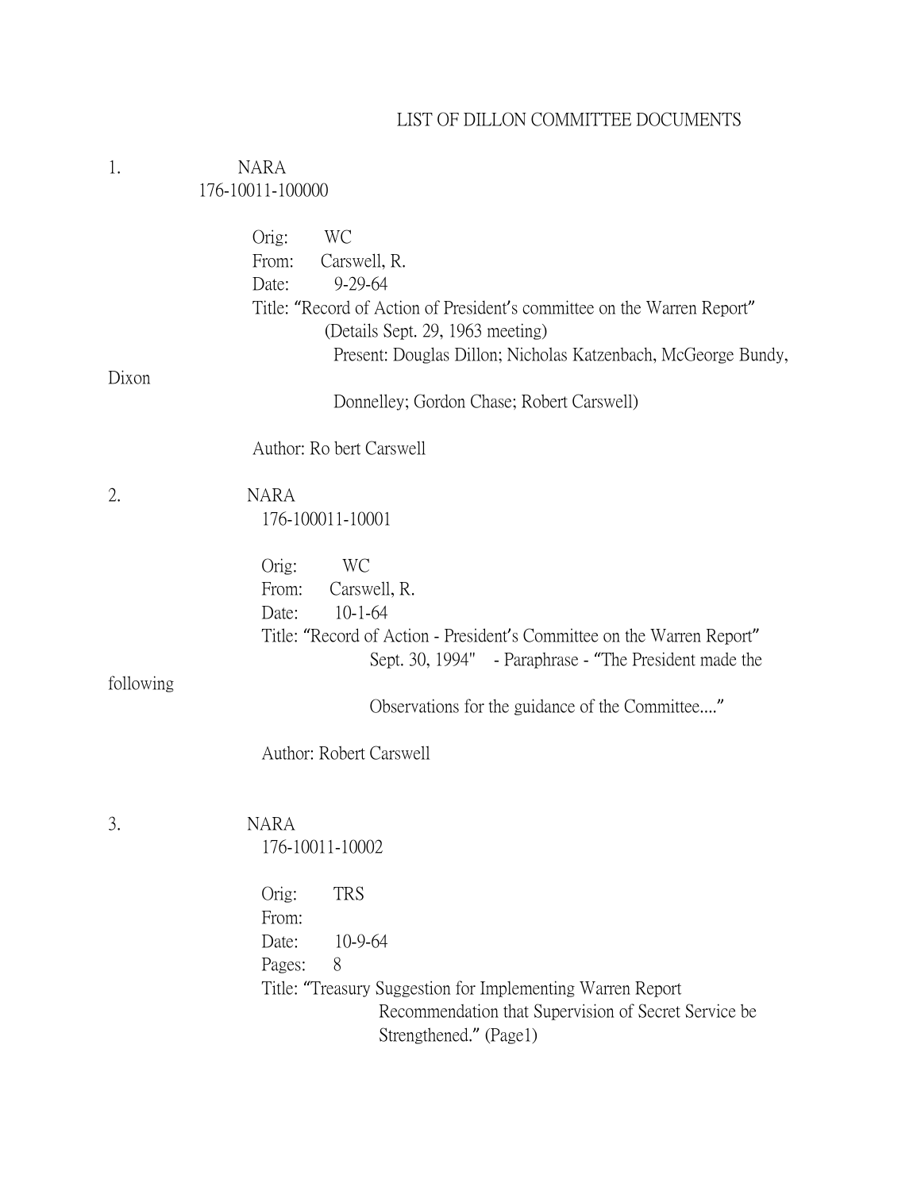# LIST OF DILLON COMMITTEE DOCUMENTS

1. NARA
   176-10011-100000

   Orig: WC
   From: Carswell, R.
   Date: 9-29-64
   Title: "Record of Action of President's committee on the Warren Report"
   (Details Sept. 29, 1963 meeting)
   Present: Douglas Dillon; Nicholas Katzenbach, McGeorge Bundy, Dixon Donnelley; Gordon Chase; Robert Carswell)

   Author: Ro bert Carswell

2. NARA
   176-100011-10001

   Orig: WC
   From: Carswell, R.
   Date: 10-1-64
   Title: "Record of Action - President's Committee on the Warren Report"
   Sept. 30, 1994" - Paraphrase - "The President made the following Observations for the guidance of the Committee...."

   Author: Robert Carswell

3. NARA
   176-10011-10002

   Orig: TRS
   From:
   Date: 10-9-64
   Pages: 8
   Title: "Treasury Suggestion for Implementing Warren Report Recommendation that Supervision of Secret Service be Strengthened." (Page1)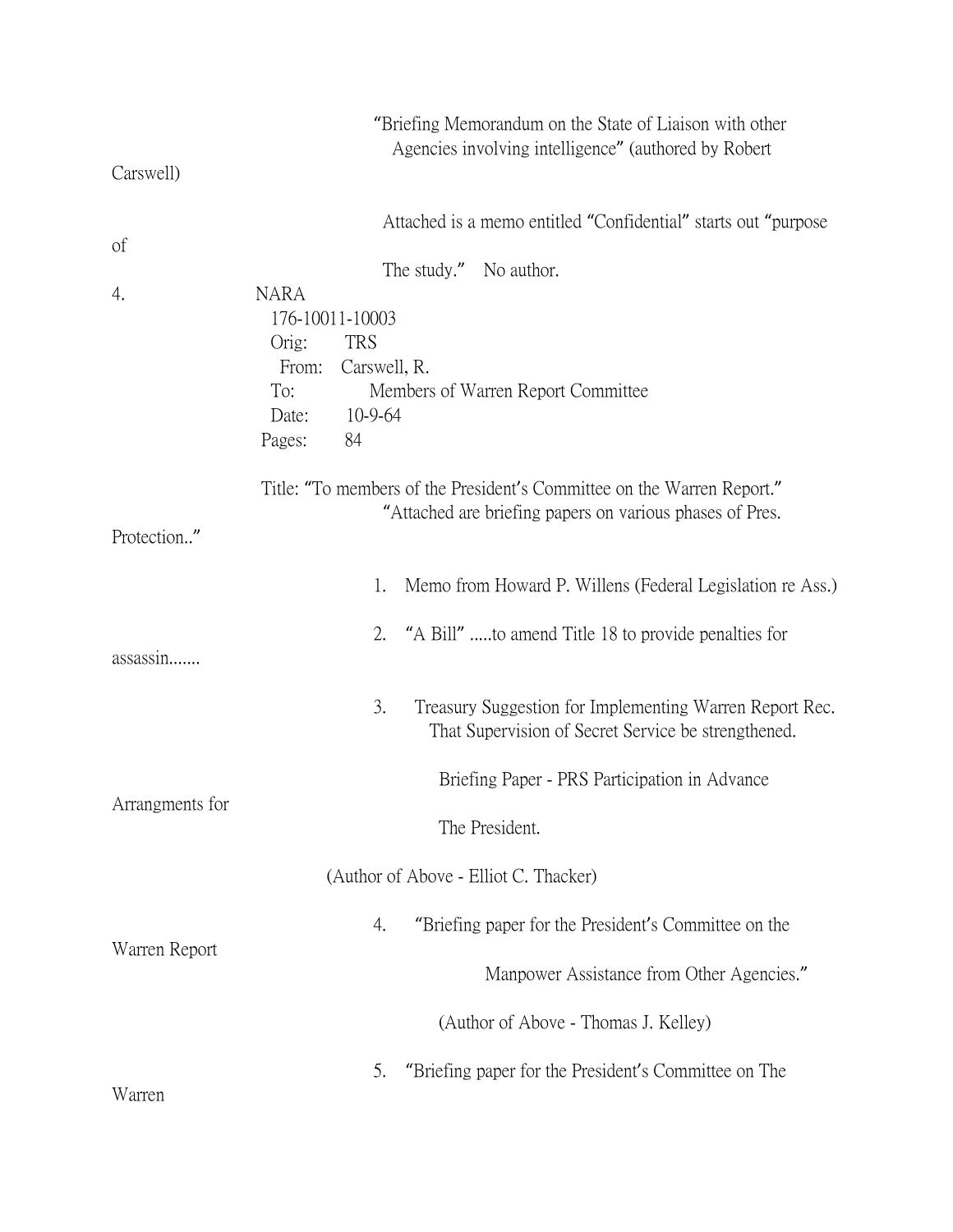"Briefing Memorandum on the State of Liaison with other Agencies involving intelligence" (authored by Robert Carswell)

Attached is a memo entitled "Confidential" starts out "purpose of The study." No author.

4. NARA
   176-10011-10003
   Orig: TRS
   From: Carswell, R.
   To: Members of Warren Report Committee
   Date: 10-9-64
   Pages: 84

   Title: "To members of the President's Committee on the Warren Report."
   "Attached are briefing papers on various phases of Pres. Protection.."

   1. Memo from Howard P. Willens (Federal Legislation re Ass.)

   2. "A Bill" .....to amend Title 18 to provide penalties for assassin.......

   3. Treasury Suggestion for Implementing Warren Report Rec. That Supervision of Secret Service be strengthened.

      Briefing Paper - PRS Participation in Advance Arrangments for The President.

   (Author of Above - Elliot C. Thacker)

   4. "Briefing paper for the President's Committee on the Warren Report Manpower Assistance from Other Agencies."

      (Author of Above - Thomas J. Kelley)

   5. "Briefing paper for the President's Committee on The Warren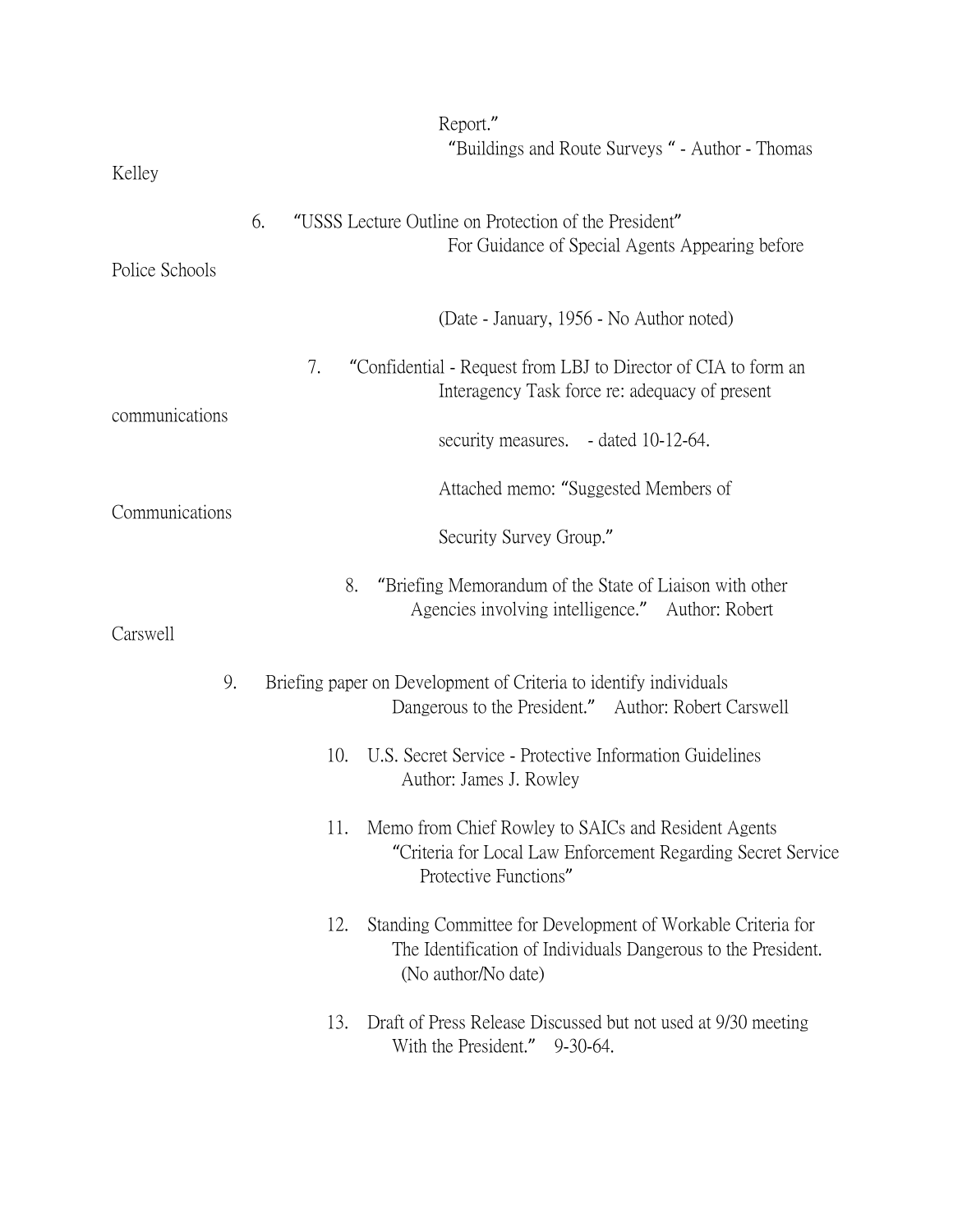Report."

"Buildings and Route Surveys " - Author - Thomas Kelley

6. "USSS Lecture Outline on Protection of the President"
   For Guidance of Special Agents Appearing before Police Schools

   (Date - January, 1956 - No Author noted)

7. "Confidential - Request from LBJ to Director of CIA to form an Interagency Task force re: adequacy of present communications security measures. - dated 10-12-64.

   Attached memo: "Suggested Members of Communications Security Survey Group."

8. "Briefing Memorandum of the State of Liaison with other Agencies involving intelligence." Author: Robert Carswell

9. Briefing paper on Development of Criteria to identify individuals Dangerous to the President." Author: Robert Carswell

10. U.S. Secret Service - Protective Information Guidelines
    Author: James J. Rowley

11. Memo from Chief Rowley to SAICs and Resident Agents
    "Criteria for Local Law Enforcement Regarding Secret Service Protective Functions"

12. Standing Committee for Development of Workable Criteria for The Identification of Individuals Dangerous to the President.
    (No author/No date)

13. Draft of Press Release Discussed but not used at 9/30 meeting With the President." 9-30-64.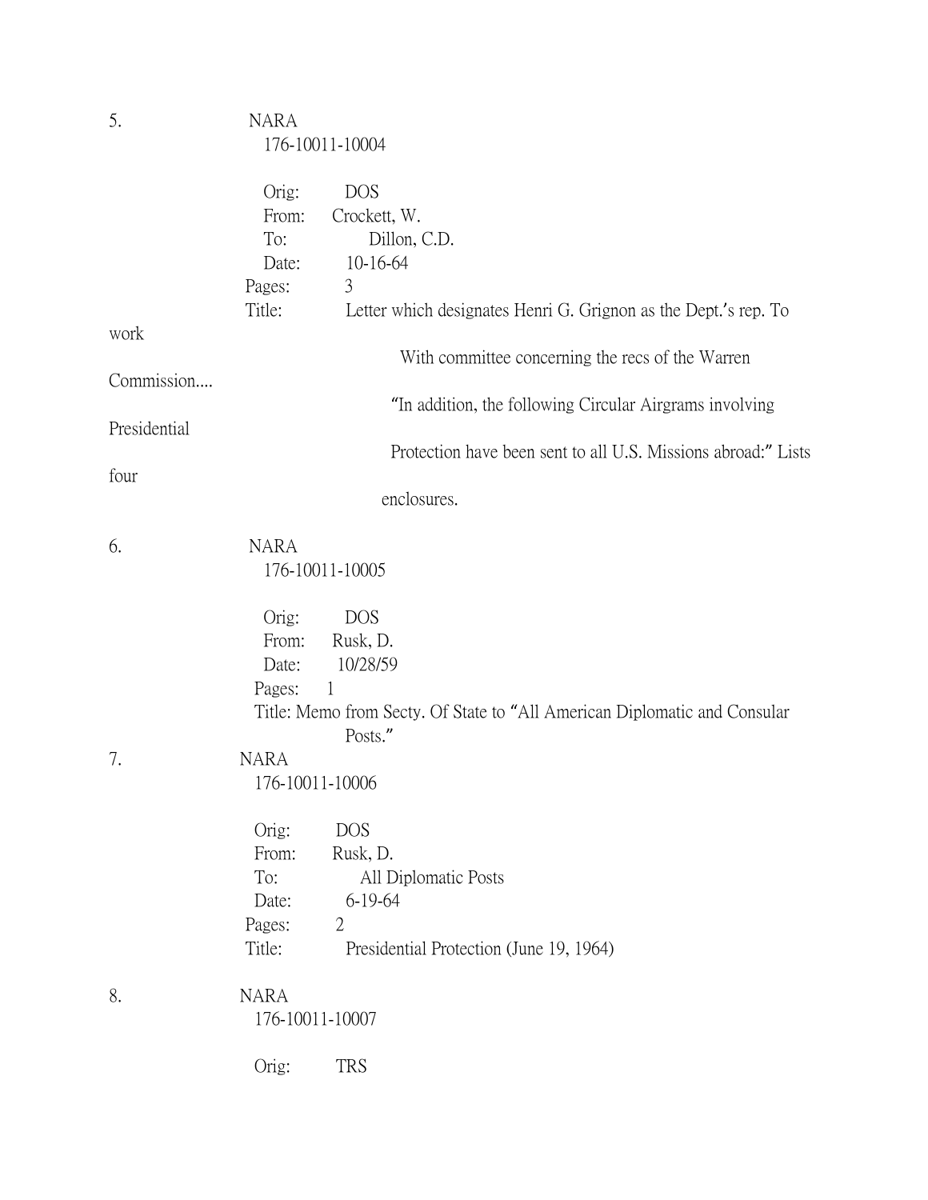5. NARA
176-10011-10004

Orig: DOS
From: Crockett, W.
To: Dillon, C.D.
Date: 10-16-64
Pages: 3
Title: Letter which designates Henri G. Grignon as the Dept.'s rep. To work With committee concerning the recs of the Warren Commission.... "In addition, the following Circular Airgrams involving Presidential Protection have been sent to all U.S. Missions abroad:" Lists four enclosures.

6. NARA
176-10011-10005

Orig: DOS
From: Rusk, D.
Date: 10/28/59
Pages: 1
Title: Memo from Secty. Of State to "All American Diplomatic and Consular Posts."

7. NARA
176-10011-10006

Orig: DOS
From: Rusk, D.
To: All Diplomatic Posts
Date: 6-19-64
Pages: 2
Title: Presidential Protection (June 19, 1964)

8. NARA
176-10011-10007

Orig: TRS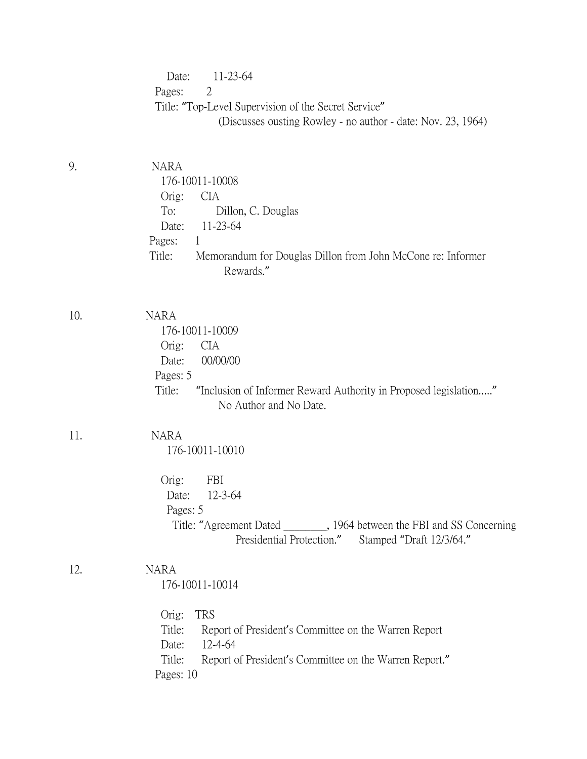Date: 11-23-64
Pages: 2
Title: "Top-Level Supervision of the Secret Service"
(Discusses ousting Rowley - no author - date: Nov. 23, 1964)

9. NARA
176-10011-10008
Orig: CIA
To: Dillon, C. Douglas
Date: 11-23-64
Pages: 1
Title: Memorandum for Douglas Dillon from John McCone re: Informer Rewards."

10. NARA
176-10011-10009
Orig: CIA
Date: 00/00/00
Pages: 5
Title: "Inclusion of Informer Reward Authority in Proposed legislation....."
No Author and No Date.

11. NARA
176-10011-10010

Orig: FBI
Date: 12-3-64
Pages: 5
Title: "Agreement Dated ________, 1964 between the FBI and SS Concerning Presidential Protection." Stamped "Draft 12/3/64."

12. NARA
176-10011-10014

Orig: TRS
Title: Report of President's Committee on the Warren Report
Date: 12-4-64
Title: Report of President's Committee on the Warren Report."
Pages: 10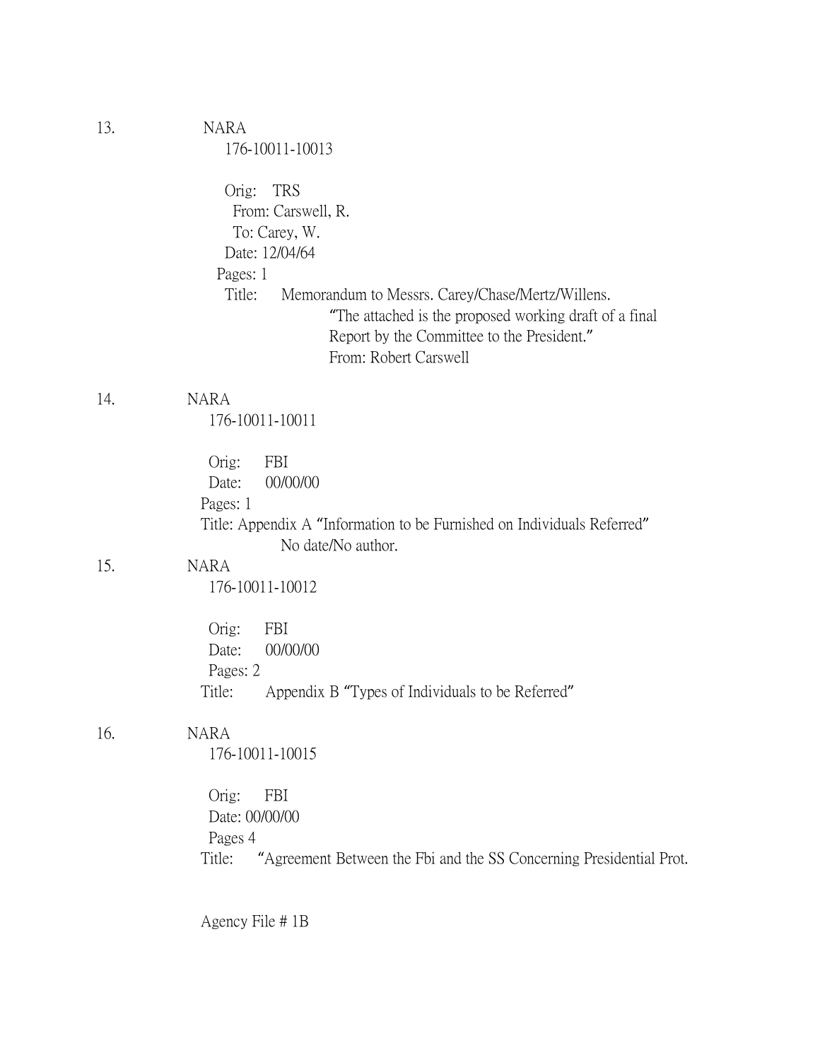13. NARA
    176-10011-10013

    Orig: TRS
    From: Carswell, R.
    To: Carey, W.
    Date: 12/04/64
    Pages: 1
    Title: Memorandum to Messrs. Carey/Chase/Mertz/Willens.
    "The attached is the proposed working draft of a final Report by the Committee to the President."
    From: Robert Carswell

14. NARA
    176-10011-10011

    Orig: FBI
    Date: 00/00/00
    Pages: 1
    Title: Appendix A "Information to be Furnished on Individuals Referred"
    No date/No author.

15. NARA
    176-10011-10012

    Orig: FBI
    Date: 00/00/00
    Pages: 2
    Title: Appendix B "Types of Individuals to be Referred"

16. NARA
    176-10011-10015

    Orig: FBI
    Date: 00/00/00
    Pages 4
    Title: "Agreement Between the Fbi and the SS Concerning Presidential Prot.

    Agency File # 1B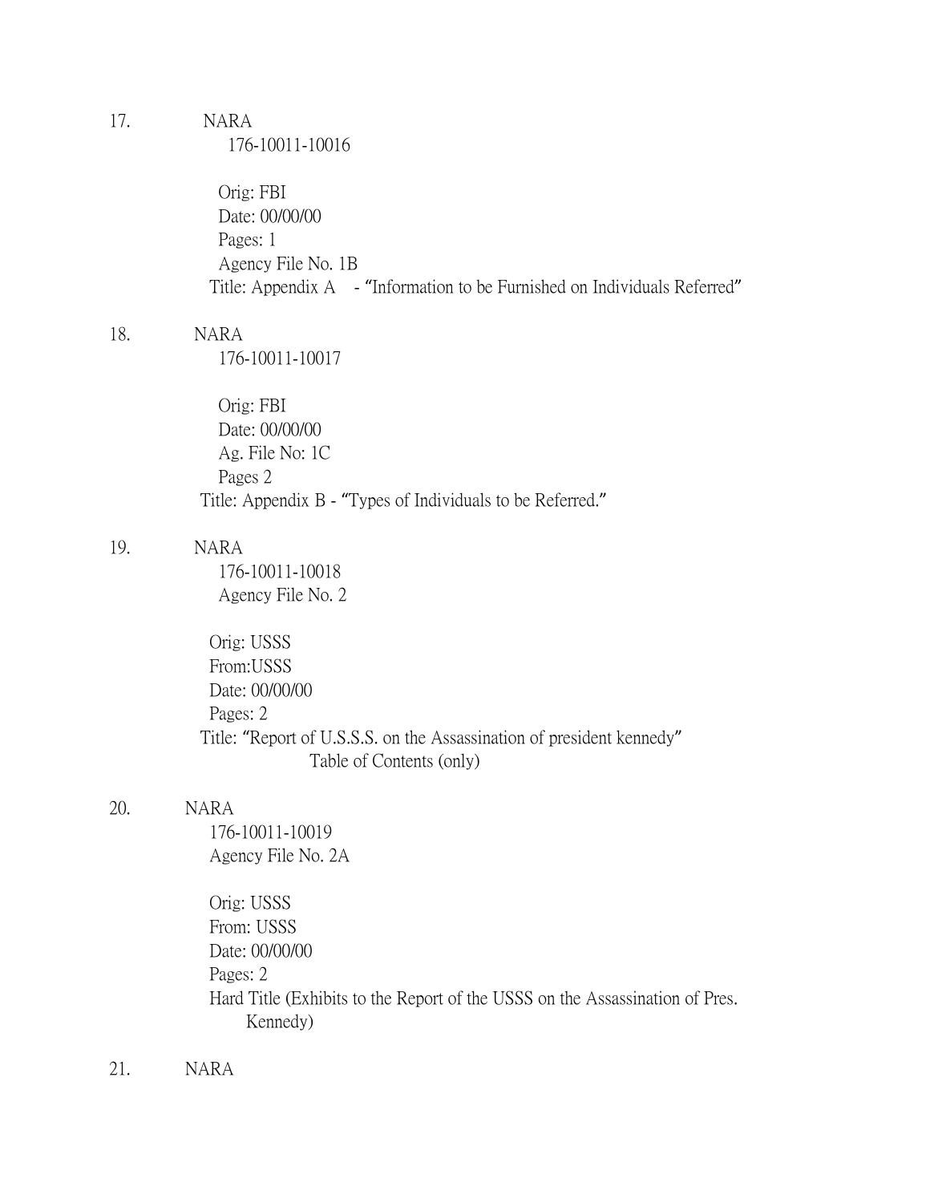17. NARA
    176-10011-10016

    Orig: FBI
    Date: 00/00/00
    Pages: 1
    Agency File No. 1B
    Title: Appendix A - "Information to be Furnished on Individuals Referred"

18. NARA
    176-10011-10017

    Orig: FBI
    Date: 00/00/00
    Ag. File No: 1C
    Pages 2
    Title: Appendix B - "Types of Individuals to be Referred."

19. NARA
    176-10011-10018
    Agency File No. 2

    Orig: USSS
    From:USSS
    Date: 00/00/00
    Pages: 2
    Title: "Report of U.S.S.S. on the Assassination of president kennedy"
    Table of Contents (only)

20. NARA
    176-10011-10019
    Agency File No. 2A

    Orig: USSS
    From: USSS
    Date: 00/00/00
    Pages: 2
    Hard Title (Exhibits to the Report of the USSS on the Assassination of Pres. Kennedy)

21. NARA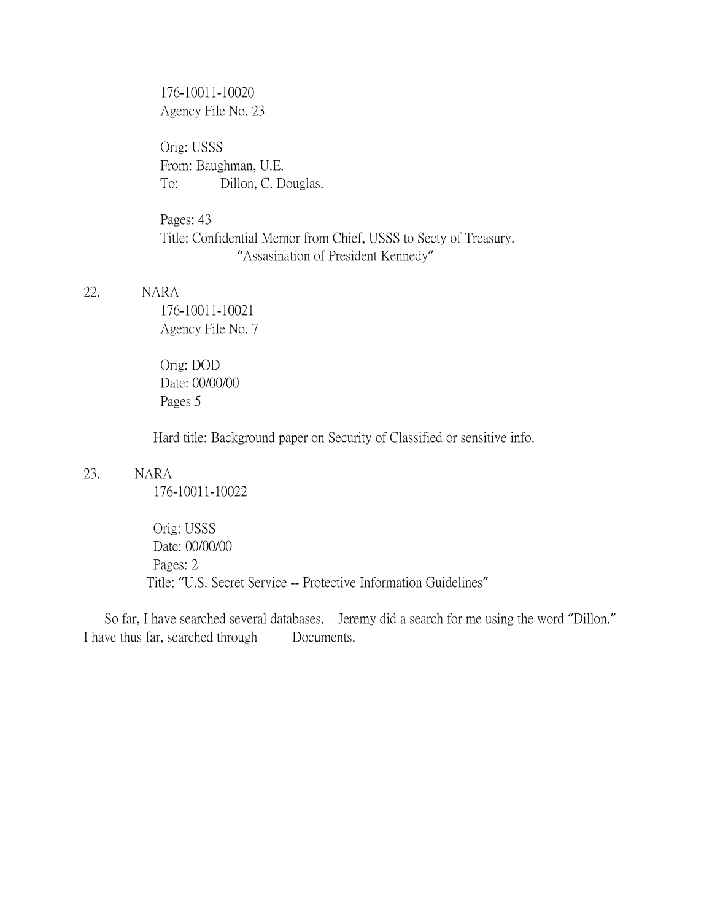176-10011-10020
Agency File No. 23

Orig: USSS
From: Baughman, U.E.
To: Dillon, C. Douglas.

Pages: 43
Title: Confidential Memor from Chief, USSS to Secty of Treasury.
"Assasination of President Kennedy"

22. NARA
176-10011-10021
Agency File No. 7

Orig: DOD
Date: 00/00/00
Pages 5

Hard title: Background paper on Security of Classified or sensitive info.

23. NARA
176-10011-10022

Orig: USSS
Date: 00/00/00
Pages: 2
Title: "U.S. Secret Service -- Protective Information Guidelines"

So far, I have searched several databases. Jeremy did a search for me using the word "Dillon." I have thus far, searched through Documents.